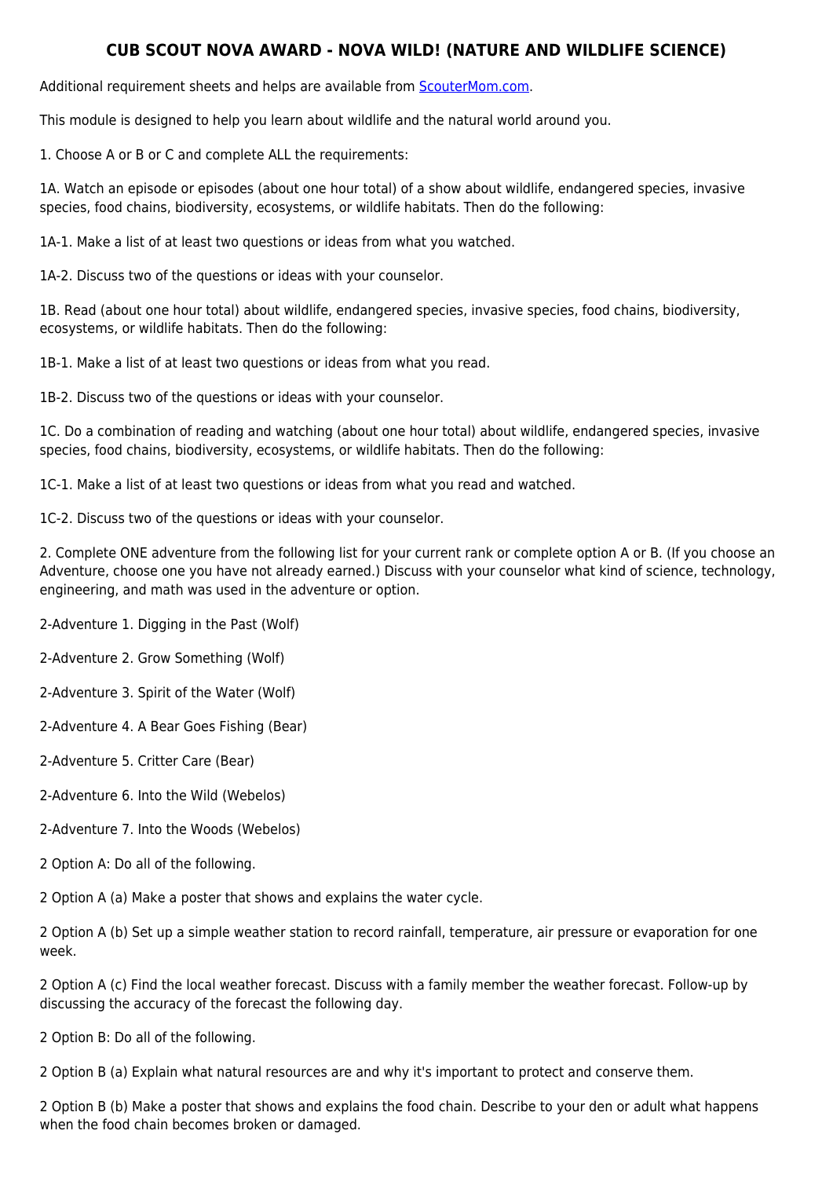# CUB SCOUT NOVA AWARD - NOVA WILD! (NATURE AND WILDLIFE SCIENCE)

Additional requirement sheets and helps are available from [ScouterMom.com](ScouterMom.com).

This module is designed to help you learn about wildlife and the natural world around you.

1. Choose A or B or C and complete ALL the requirements:

1A. Watch an episode or episodes (about one hour total) of a show about wildlife, endangered species, invasive species, food chains, biodiversity, ecosystems, or wildlife habitats. Then do the following:

1A-1. Make a list of at least two questions or ideas from what you watched.

1A-2. Discuss two of the questions or ideas with your counselor.

1B. Read (about one hour total) about wildlife, endangered species, invasive species, food chains, biodiversity, ecosystems, or wildlife habitats. Then do the following:

1B-1. Make a list of at least two questions or ideas from what you read.

1B-2. Discuss two of the questions or ideas with your counselor.

1C. Do a combination of reading and watching (about one hour total) about wildlife, endangered species, invasive species, food chains, biodiversity, ecosystems, or wildlife habitats. Then do the following:

1C-1. Make a list of at least two questions or ideas from what you read and watched.

1C-2. Discuss two of the questions or ideas with your counselor.

2. Complete ONE adventure from the following list for your current rank or complete option A or B. (If you choose an Adventure, choose one you have not already earned.) Discuss with your counselor what kind of science, technology, engineering, and math was used in the adventure or option.

2-Adventure 1. Digging in the Past (Wolf)

2-Adventure 2. Grow Something (Wolf)

2-Adventure 3. Spirit of the Water (Wolf)

2-Adventure 4. A Bear Goes Fishing (Bear)

2-Adventure 5. Critter Care (Bear)

2-Adventure 6. Into the Wild (Webelos)

2-Adventure 7. Into the Woods (Webelos)

2 Option A: Do all of the following.

2 Option A (a) Make a poster that shows and explains the water cycle.

2 Option A (b) Set up a simple weather station to record rainfall, temperature, air pressure or evaporation for one week.

2 Option A (c) Find the local weather forecast. Discuss with a family member the weather forecast. Follow-up by discussing the accuracy of the forecast the following day.

2 Option B: Do all of the following.

2 Option B (a) Explain what natural resources are and why it's important to protect and conserve them.

2 Option B (b) Make a poster that shows and explains the food chain. Describe to your den or adult what happens when the food chain becomes broken or damaged.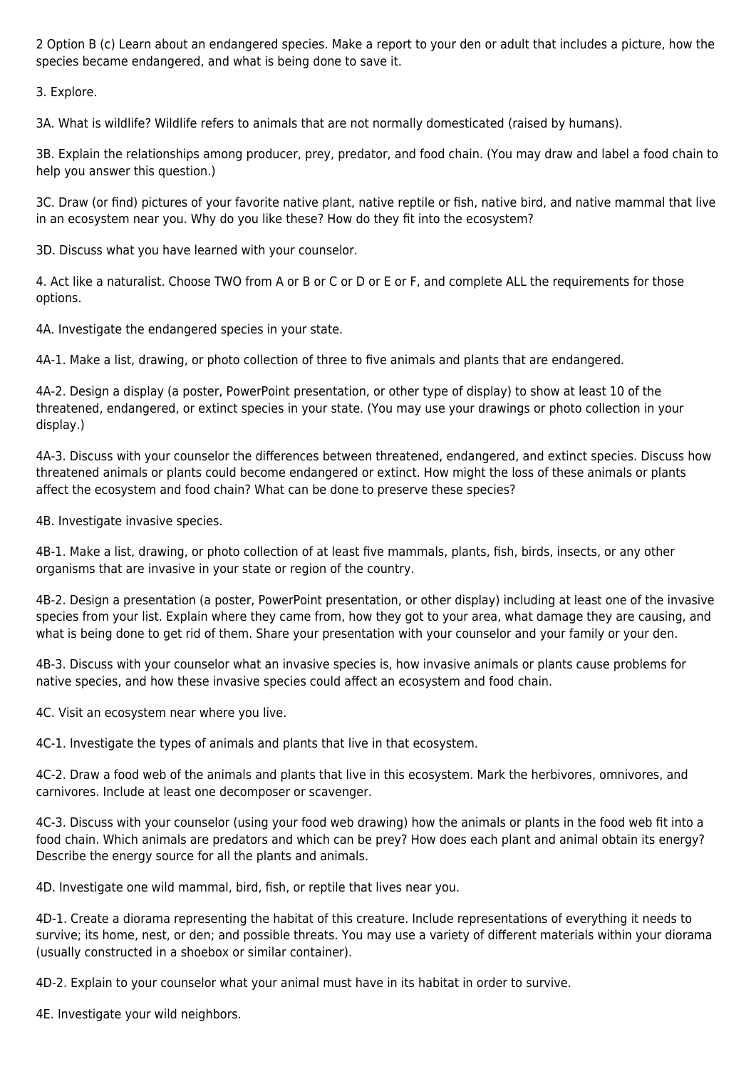2 Option B (c) Learn about an endangered species. Make a report to your den or adult that includes a picture, how the species became endangered, and what is being done to save it.

3. Explore.

3A. What is wildlife? Wildlife refers to animals that are not normally domesticated (raised by humans).

3B. Explain the relationships among producer, prey, predator, and food chain. (You may draw and label a food chain to help you answer this question.)

3C. Draw (or find) pictures of your favorite native plant, native reptile or fish, native bird, and native mammal that live in an ecosystem near you. Why do you like these? How do they fit into the ecosystem?

3D. Discuss what you have learned with your counselor.

4. Act like a naturalist. Choose TWO from A or B or C or D or E or F, and complete ALL the requirements for those options.

4A. Investigate the endangered species in your state.

4A-1. Make a list, drawing, or photo collection of three to five animals and plants that are endangered.

4A-2. Design a display (a poster, PowerPoint presentation, or other type of display) to show at least 10 of the threatened, endangered, or extinct species in your state. (You may use your drawings or photo collection in your display.)

4A-3. Discuss with your counselor the differences between threatened, endangered, and extinct species. Discuss how threatened animals or plants could become endangered or extinct. How might the loss of these animals or plants affect the ecosystem and food chain? What can be done to preserve these species?

4B. Investigate invasive species.

4B-1. Make a list, drawing, or photo collection of at least five mammals, plants, fish, birds, insects, or any other organisms that are invasive in your state or region of the country.

4B-2. Design a presentation (a poster, PowerPoint presentation, or other display) including at least one of the invasive species from your list. Explain where they came from, how they got to your area, what damage they are causing, and what is being done to get rid of them. Share your presentation with your counselor and your family or your den.

4B-3. Discuss with your counselor what an invasive species is, how invasive animals or plants cause problems for native species, and how these invasive species could affect an ecosystem and food chain.

4C. Visit an ecosystem near where you live.

4C-1. Investigate the types of animals and plants that live in that ecosystem.

4C-2. Draw a food web of the animals and plants that live in this ecosystem. Mark the herbivores, omnivores, and carnivores. Include at least one decomposer or scavenger.

4C-3. Discuss with your counselor (using your food web drawing) how the animals or plants in the food web fit into a food chain. Which animals are predators and which can be prey? How does each plant and animal obtain its energy? Describe the energy source for all the plants and animals.

4D. Investigate one wild mammal, bird, fish, or reptile that lives near you.

4D-1. Create a diorama representing the habitat of this creature. Include representations of everything it needs to survive; its home, nest, or den; and possible threats. You may use a variety of different materials within your diorama (usually constructed in a shoebox or similar container).

4D-2. Explain to your counselor what your animal must have in its habitat in order to survive.

4E. Investigate your wild neighbors.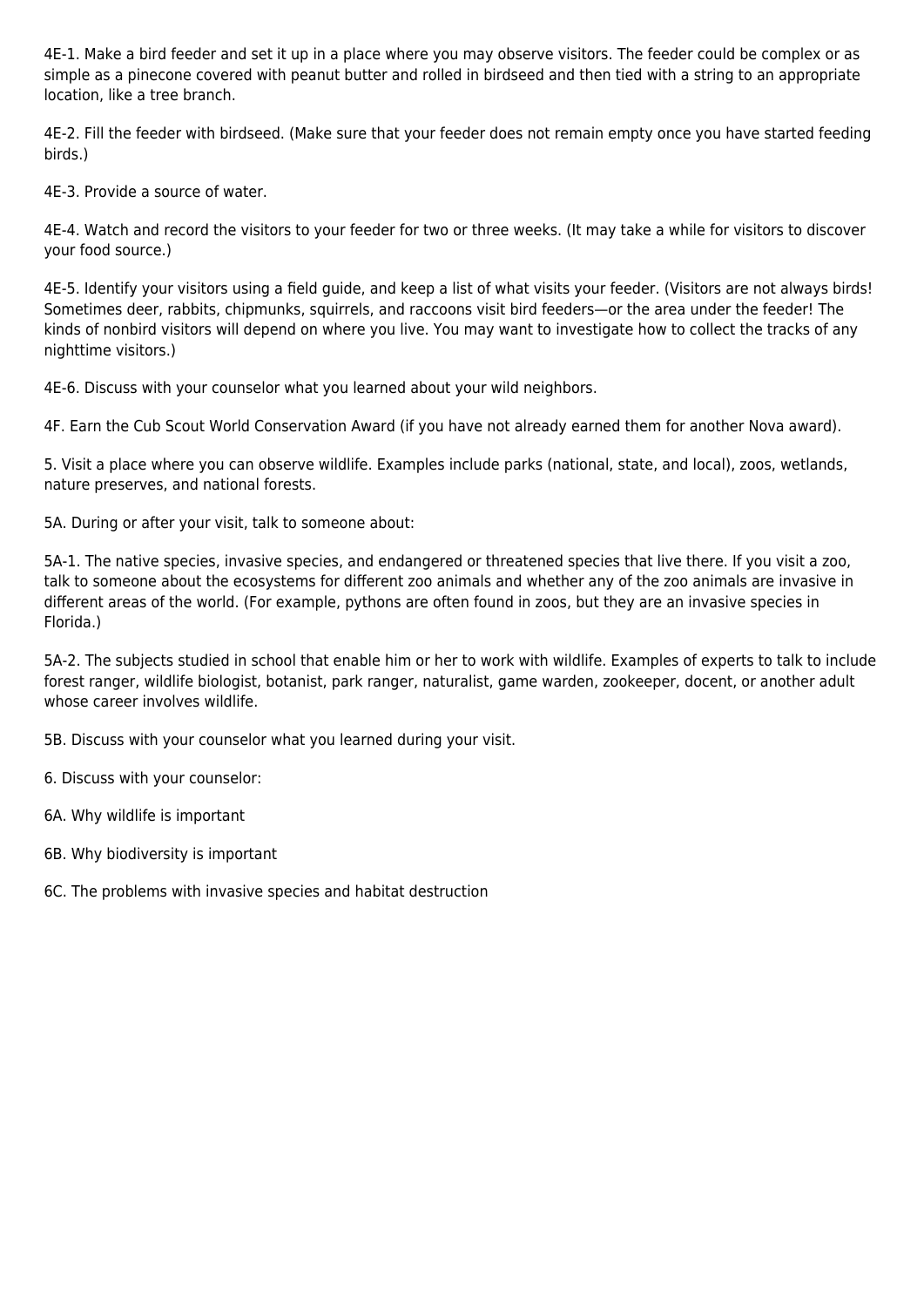4E-1. Make a bird feeder and set it up in a place where you may observe visitors. The feeder could be complex or as simple as a pinecone covered with peanut butter and rolled in birdseed and then tied with a string to an appropriate location, like a tree branch.

4E-2. Fill the feeder with birdseed. (Make sure that your feeder does not remain empty once you have started feeding birds.)

4E-3. Provide a source of water.

4E-4. Watch and record the visitors to your feeder for two or three weeks. (It may take a while for visitors to discover your food source.)

4E-5. Identify your visitors using a field guide, and keep a list of what visits your feeder. (Visitors are not always birds! Sometimes deer, rabbits, chipmunks, squirrels, and raccoons visit bird feeders—or the area under the feeder! The kinds of nonbird visitors will depend on where you live. You may want to investigate how to collect the tracks of any nighttime visitors.)

4E-6. Discuss with your counselor what you learned about your wild neighbors.

4F. Earn the Cub Scout World Conservation Award (if you have not already earned them for another Nova award).

5. Visit a place where you can observe wildlife. Examples include parks (national, state, and local), zoos, wetlands, nature preserves, and national forests.

5A. During or after your visit, talk to someone about:

5A-1. The native species, invasive species, and endangered or threatened species that live there. If you visit a zoo, talk to someone about the ecosystems for different zoo animals and whether any of the zoo animals are invasive in different areas of the world. (For example, pythons are often found in zoos, but they are an invasive species in Florida.)

5A-2. The subjects studied in school that enable him or her to work with wildlife. Examples of experts to talk to include forest ranger, wildlife biologist, botanist, park ranger, naturalist, game warden, zookeeper, docent, or another adult whose career involves wildlife.

5B. Discuss with your counselor what you learned during your visit.

6. Discuss with your counselor:

6A. Why wildlife is important

6B. Why biodiversity is important

6C. The problems with invasive species and habitat destruction